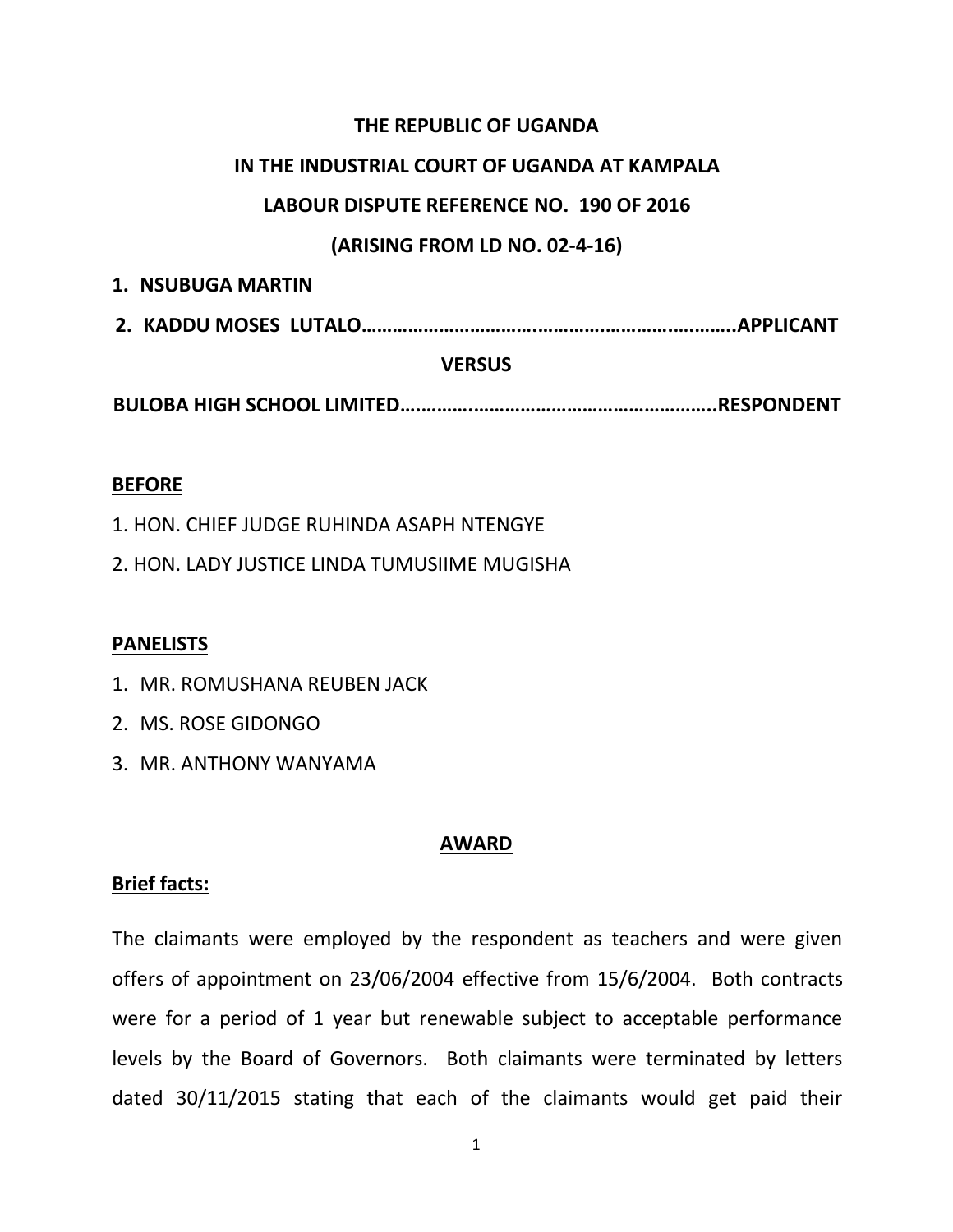**THE REPUBLIC OF UGANDA**

**IN THE INDUSTRIAL COURT OF UGANDA AT KAMPALA**

**LABOUR DISPUTE REFERENCE NO. 190 OF 2016**

**(ARISING FROM LD NO. 02-4-16)**

1. **NSUBUGA MARTIN**
2. **KADDU MOSES LUTALO…………………………..…………..………..……….APPLICANT**

**VERSUS**

**BULOBA HIGH SCHOOL LIMITED………….……………………………………..RESPONDENT**

**BEFORE**

1. HON. CHIEF JUDGE RUHINDA ASAPH NTENGYE
2. HON. LADY JUSTICE LINDA TUMUSIIME MUGISHA

**PANELISTS**

1. MR. ROMUSHANA REUBEN JACK
2. MS. ROSE GIDONGO
3. MR. ANTHONY WANYAMA

**AWARD**

**Brief facts:**

The claimants were employed by the respondent as teachers and were given offers of appointment on 23/06/2004 effective from 15/6/2004. Both contracts were for a period of 1 year but renewable subject to acceptable performance levels by the Board of Governors. Both claimants were terminated by letters dated 30/11/2015 stating that each of the claimants would get paid their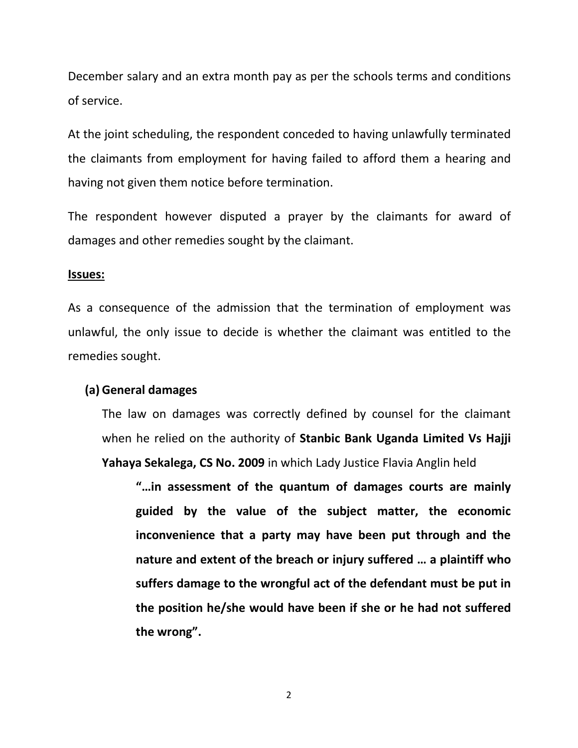December salary and an extra month pay as per the schools terms and conditions of service.

At the joint scheduling, the respondent conceded to having unlawfully terminated the claimants from employment for having failed to afford them a hearing and having not given them notice before termination.

The respondent however disputed a prayer by the claimants for award of damages and other remedies sought by the claimant.

**Issues:**

As a consequence of the admission that the termination of employment was unlawful, the only issue to decide is whether the claimant was entitled to the remedies sought.

**(a) General damages**

The law on damages was correctly defined by counsel for the claimant when he relied on the authority of **Stanbic Bank Uganda Limited Vs Hajji Yahaya Sekalega, CS No. 2009** in which Lady Justice Flavia Anglin held

> **"…in assessment of the quantum of damages courts are mainly guided by the value of the subject matter, the economic inconvenience that a party may have been put through and the nature and extent of the breach or injury suffered … a plaintiff who suffers damage to the wrongful act of the defendant must be put in the position he/she would have been if she or he had not suffered the wrong".**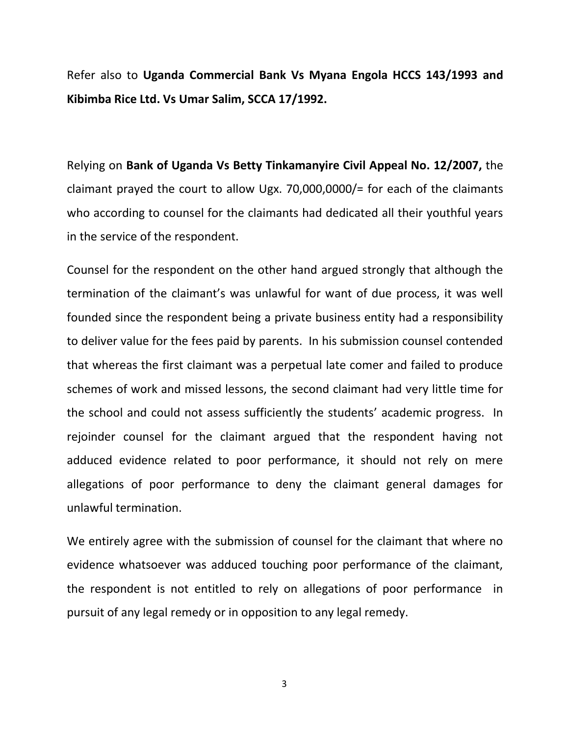Refer also to **Uganda Commercial Bank Vs Myana Engola HCCS 143/1993 and Kibimba Rice Ltd. Vs Umar Salim, SCCA 17/1992.**

Relying on **Bank of Uganda Vs Betty Tinkamanyire Civil Appeal No. 12/2007,** the claimant prayed the court to allow Ugx. 70,000,0000/= for each of the claimants who according to counsel for the claimants had dedicated all their youthful years in the service of the respondent.

Counsel for the respondent on the other hand argued strongly that although the termination of the claimant's was unlawful for want of due process, it was well founded since the respondent being a private business entity had a responsibility to deliver value for the fees paid by parents. In his submission counsel contended that whereas the first claimant was a perpetual late comer and failed to produce schemes of work and missed lessons, the second claimant had very little time for the school and could not assess sufficiently the students' academic progress. In rejoinder counsel for the claimant argued that the respondent having not adduced evidence related to poor performance, it should not rely on mere allegations of poor performance to deny the claimant general damages for unlawful termination.

We entirely agree with the submission of counsel for the claimant that where no evidence whatsoever was adduced touching poor performance of the claimant, the respondent is not entitled to rely on allegations of poor performance in pursuit of any legal remedy or in opposition to any legal remedy.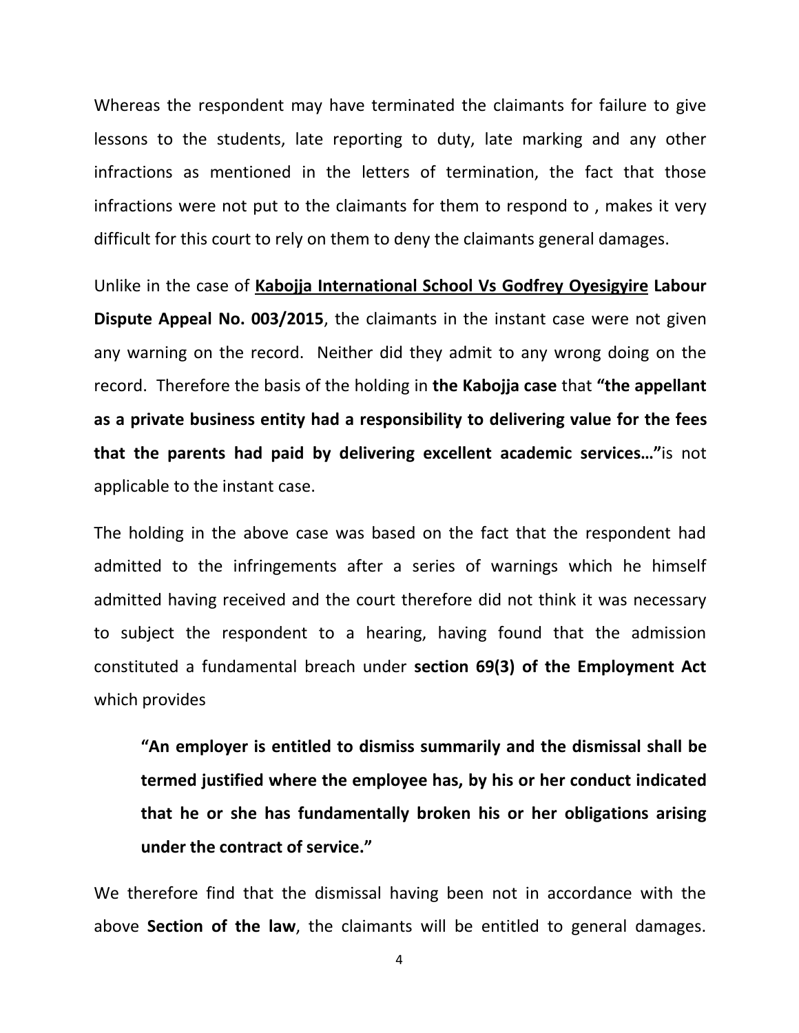Whereas the respondent may have terminated the claimants for failure to give lessons to the students, late reporting to duty, late marking and any other infractions as mentioned in the letters of termination, the fact that those infractions were not put to the claimants for them to respond to , makes it very difficult for this court to rely on them to deny the claimants general damages.

Unlike in the case of **Kabojja International School Vs Godfrey Oyesigyire Labour Dispute Appeal No. 003/2015**, the claimants in the instant case were not given any warning on the record. Neither did they admit to any wrong doing on the record. Therefore the basis of the holding in **the Kabojja case** that **"the appellant as a private business entity had a responsibility to delivering value for the fees that the parents had paid by delivering excellent academic services…"**is not applicable to the instant case.

The holding in the above case was based on the fact that the respondent had admitted to the infringements after a series of warnings which he himself admitted having received and the court therefore did not think it was necessary to subject the respondent to a hearing, having found that the admission constituted a fundamental breach under **section 69(3) of the Employment Act** which provides

> **"An employer is entitled to dismiss summarily and the dismissal shall be termed justified where the employee has, by his or her conduct indicated that he or she has fundamentally broken his or her obligations arising under the contract of service."**

We therefore find that the dismissal having been not in accordance with the above **Section of the law**, the claimants will be entitled to general damages.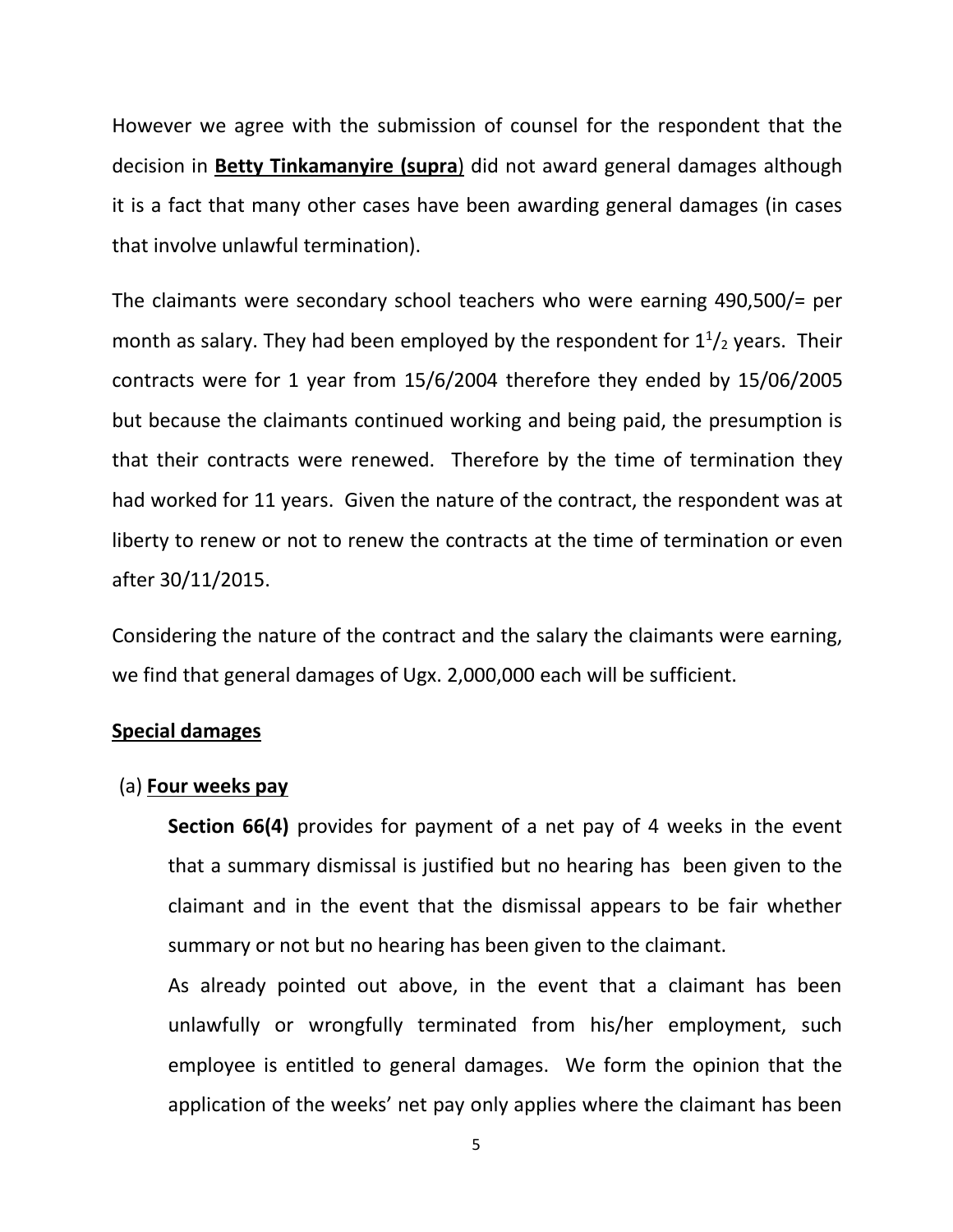However we agree with the submission of counsel for the respondent that the decision in **Betty Tinkamanyire (supra**) did not award general damages although it is a fact that many other cases have been awarding general damages (in cases that involve unlawful termination).

The claimants were secondary school teachers who were earning 490,500/= per month as salary. They had been employed by the respondent for $1^1/_2$ years. Their contracts were for 1 year from 15/6/2004 therefore they ended by 15/06/2005 but because the claimants continued working and being paid, the presumption is that their contracts were renewed. Therefore by the time of termination they had worked for 11 years. Given the nature of the contract, the respondent was at liberty to renew or not to renew the contracts at the time of termination or even after 30/11/2015.

Considering the nature of the contract and the salary the claimants were earning, we find that general damages of Ugx. 2,000,000 each will be sufficient.

**Special damages**

(a) **Four weeks pay**

**Section 66(4)** provides for payment of a net pay of 4 weeks in the event that a summary dismissal is justified but no hearing has been given to the claimant and in the event that the dismissal appears to be fair whether summary or not but no hearing has been given to the claimant.

As already pointed out above, in the event that a claimant has been unlawfully or wrongfully terminated from his/her employment, such employee is entitled to general damages. We form the opinion that the application of the weeks' net pay only applies where the claimant has been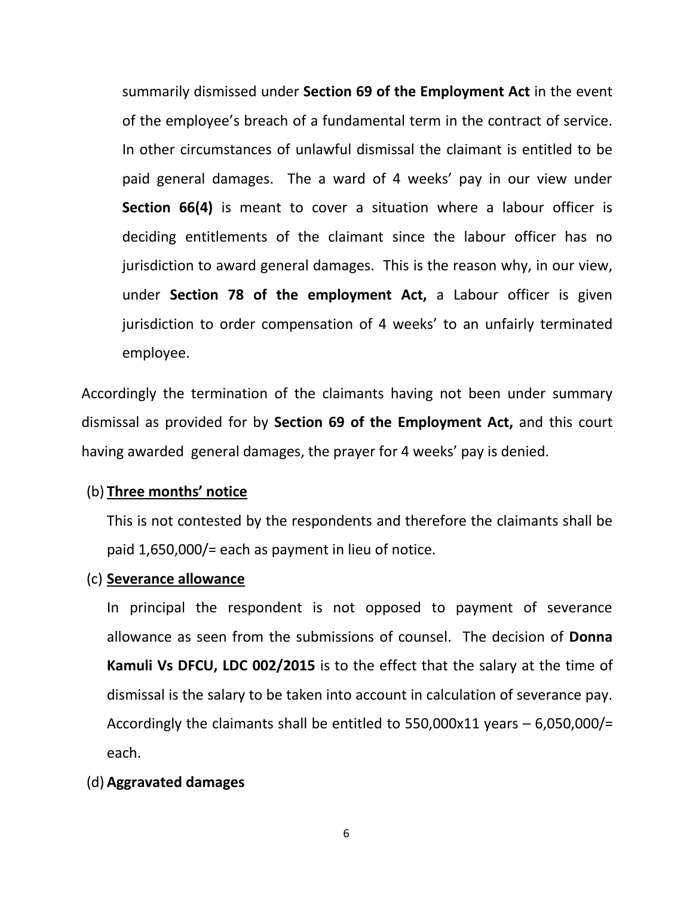summarily dismissed under **Section 69 of the Employment Act** in the event of the employee's breach of a fundamental term in the contract of service. In other circumstances of unlawful dismissal the claimant is entitled to be paid general damages. The a ward of 4 weeks' pay in our view under **Section 66(4)** is meant to cover a situation where a labour officer is deciding entitlements of the claimant since the labour officer has no jurisdiction to award general damages. This is the reason why, in our view, under **Section 78 of the employment Act,** a Labour officer is given jurisdiction to order compensation of 4 weeks' to an unfairly terminated employee.

Accordingly the termination of the claimants having not been under summary dismissal as provided for by **Section 69 of the Employment Act,** and this court having awarded general damages, the prayer for 4 weeks' pay is denied.

(b) **<u>Three months' notice</u>**

This is not contested by the respondents and therefore the claimants shall be paid 1,650,000/= each as payment in lieu of notice.

(c) **<u>Severance allowance</u>**

In principal the respondent is not opposed to payment of severance allowance as seen from the submissions of counsel. The decision of **Donna Kamuli Vs DFCU, LDC 002/2015** is to the effect that the salary at the time of dismissal is the salary to be taken into account in calculation of severance pay. Accordingly the claimants shall be entitled to 550,000x11 years – 6,050,000/= each.

(d) **Aggravated damages**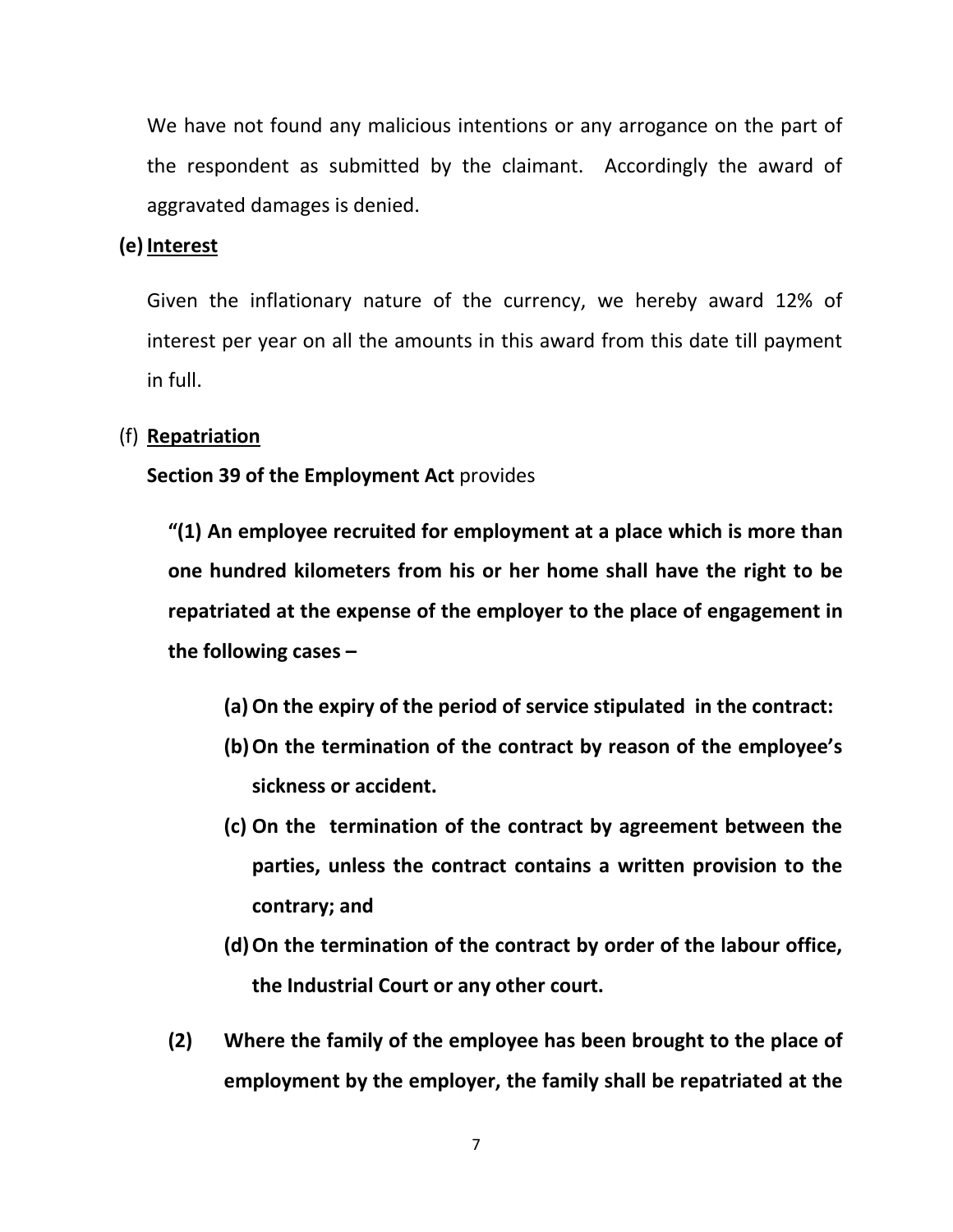We have not found any malicious intentions or any arrogance on the part of the respondent as submitted by the claimant. Accordingly the award of aggravated damages is denied.

**(e) Interest**

Given the inflationary nature of the currency, we hereby award 12% of interest per year on all the amounts in this award from this date till payment in full.

(f) **Repatriation**

**Section 39 of the Employment Act** provides

**"(1) An employee recruited for employment at a place which is more than one hundred kilometers from his or her home shall have the right to be repatriated at the expense of the employer to the place of engagement in the following cases –**

**(a) On the expiry of the period of service stipulated in the contract:**

**(b) On the termination of the contract by reason of the employee's sickness or accident.**

**(c) On the termination of the contract by agreement between the parties, unless the contract contains a written provision to the contrary; and**

**(d) On the termination of the contract by order of the labour office, the Industrial Court or any other court.**

**(2) Where the family of the employee has been brought to the place of employment by the employer, the family shall be repatriated at the**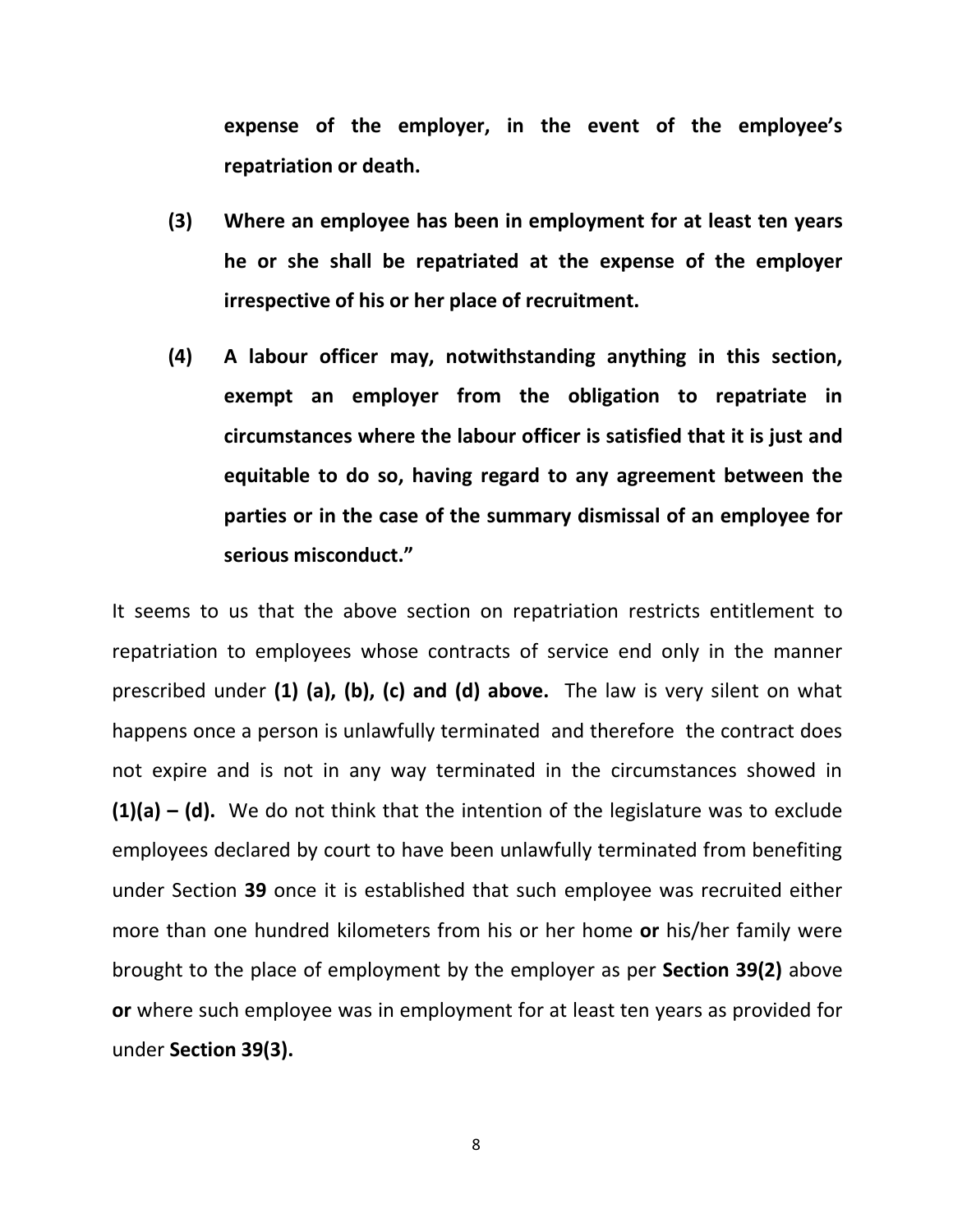**expense of the employer, in the event of the employee's repatriation or death.**

**(3) Where an employee has been in employment for at least ten years he or she shall be repatriated at the expense of the employer irrespective of his or her place of recruitment.**

**(4) A labour officer may, notwithstanding anything in this section, exempt an employer from the obligation to repatriate in circumstances where the labour officer is satisfied that it is just and equitable to do so, having regard to any agreement between the parties or in the case of the summary dismissal of an employee for serious misconduct."**

It seems to us that the above section on repatriation restricts entitlement to repatriation to employees whose contracts of service end only in the manner prescribed under **(1) (a), (b), (c) and (d) above.** The law is very silent on what happens once a person is unlawfully terminated and therefore the contract does not expire and is not in any way terminated in the circumstances showed in **(1)(a) – (d).** We do not think that the intention of the legislature was to exclude employees declared by court to have been unlawfully terminated from benefiting under Section **39** once it is established that such employee was recruited either more than one hundred kilometers from his or her home **or** his/her family were brought to the place of employment by the employer as per **Section 39(2)** above **or** where such employee was in employment for at least ten years as provided for under **Section 39(3).**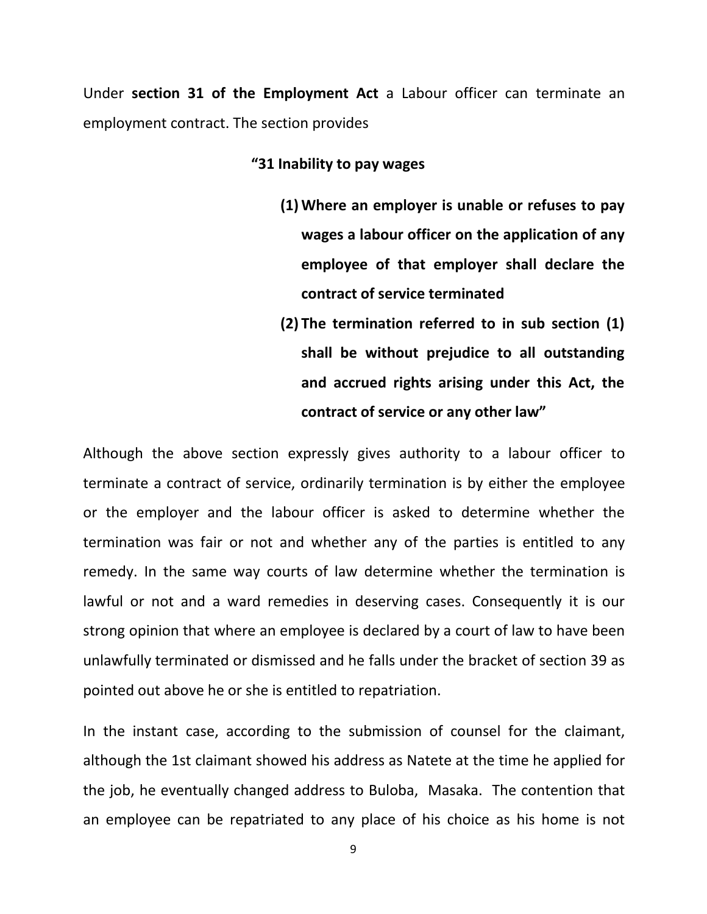Under **section 31 of the Employment Act** a Labour officer can terminate an employment contract. The section provides

**"31 Inability to pay wages**

> **(1) Where an employer is unable or refuses to pay wages a labour officer on the application of any employee of that employer shall declare the contract of service terminated**
>
> **(2) The termination referred to in sub section (1) shall be without prejudice to all outstanding and accrued rights arising under this Act, the contract of service or any other law"**

Although the above section expressly gives authority to a labour officer to terminate a contract of service, ordinarily termination is by either the employee or the employer and the labour officer is asked to determine whether the termination was fair or not and whether any of the parties is entitled to any remedy. In the same way courts of law determine whether the termination is lawful or not and a ward remedies in deserving cases. Consequently it is our strong opinion that where an employee is declared by a court of law to have been unlawfully terminated or dismissed and he falls under the bracket of section 39 as pointed out above he or she is entitled to repatriation.

In the instant case, according to the submission of counsel for the claimant, although the 1st claimant showed his address as Natete at the time he applied for the job, he eventually changed address to Buloba, Masaka. The contention that an employee can be repatriated to any place of his choice as his home is not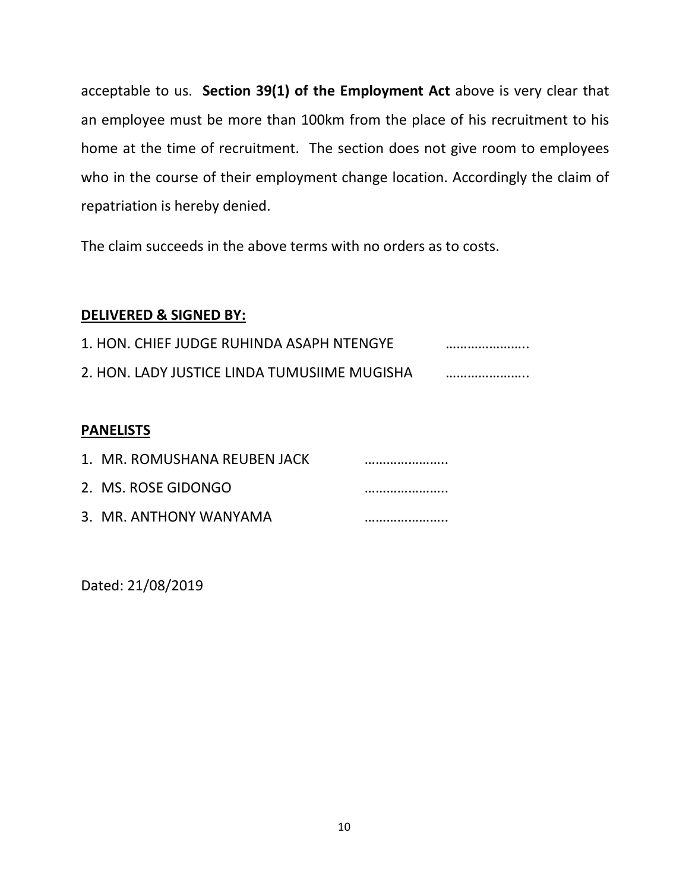acceptable to us. **Section 39(1) of the Employment Act** above is very clear that an employee must be more than 100km from the place of his recruitment to his home at the time of recruitment. The section does not give room to employees who in the course of their employment change location. Accordingly the claim of repatriation is hereby denied.

The claim succeeds in the above terms with no orders as to costs.

**<u>DELIVERED & SIGNED BY:</u>**

1. HON. CHIEF JUDGE RUHINDA ASAPH NTENGYE …………………..
2. HON. LADY JUSTICE LINDA TUMUSIIME MUGISHA …………………..

**<u>PANELISTS</u>**

1. MR. ROMUSHANA REUBEN JACK …………………..
2. MS. ROSE GIDONGO …………………..
3. MR. ANTHONY WANYAMA …………………..

Dated: 21/08/2019